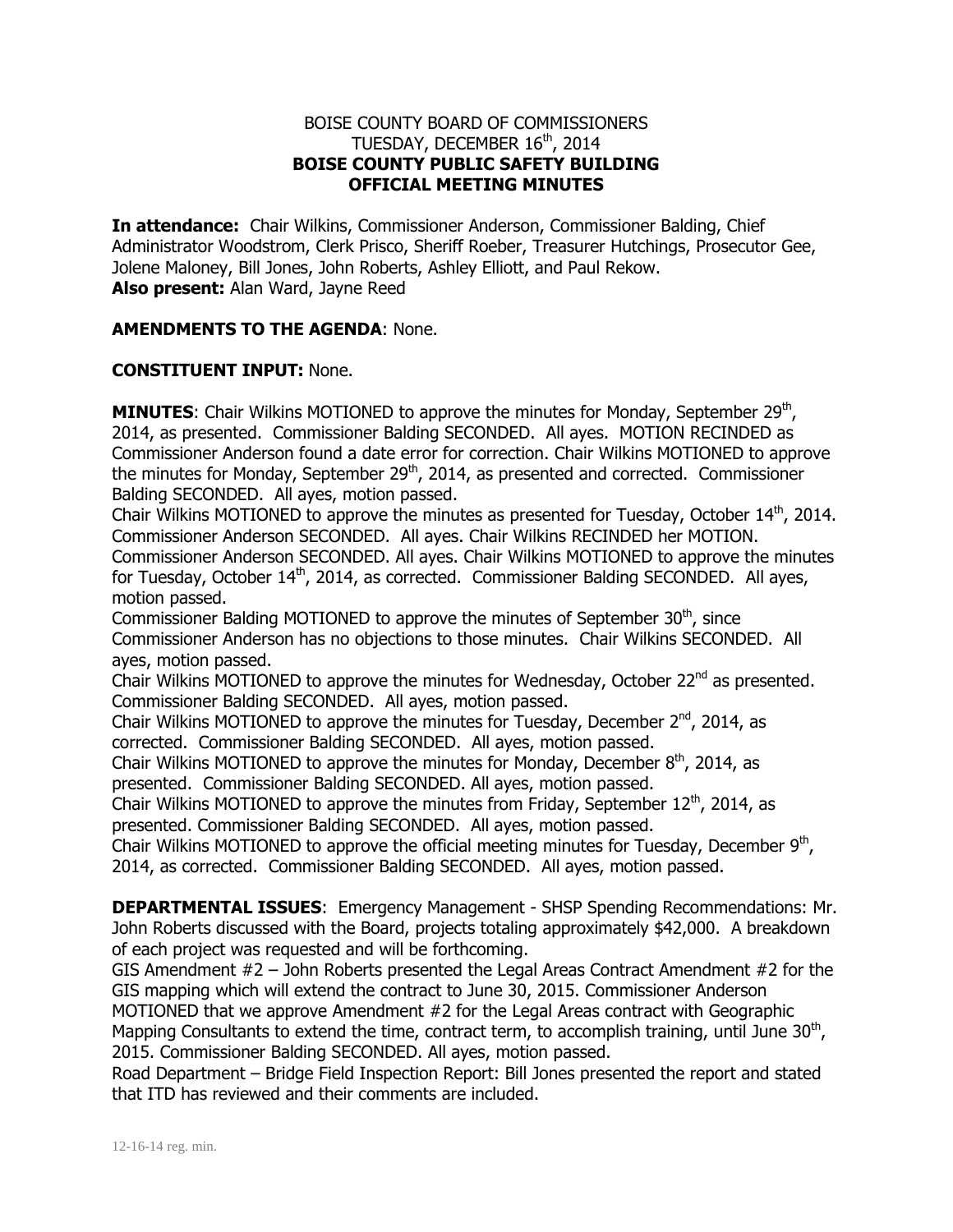BOISE COUNTY BOARD OF COMMISSIONERS
TUESDAY, DECEMBER 16th, 2014
**BOISE COUNTY PUBLIC SAFETY BUILDING**
**OFFICIAL MEETING MINUTES**

**In attendance:** Chair Wilkins, Commissioner Anderson, Commissioner Balding, Chief Administrator Woodstrom, Clerk Prisco, Sheriff Roeber, Treasurer Hutchings, Prosecutor Gee, Jolene Maloney, Bill Jones, John Roberts, Ashley Elliott, and Paul Rekow.
**Also present:** Alan Ward, Jayne Reed

**AMENDMENTS TO THE AGENDA**: None.

**CONSTITUENT INPUT:** None.

**MINUTES**: Chair Wilkins MOTIONED to approve the minutes for Monday, September 29th, 2014, as presented. Commissioner Balding SECONDED. All ayes. MOTION RECINDED as Commissioner Anderson found a date error for correction. Chair Wilkins MOTIONED to approve the minutes for Monday, September 29th, 2014, as presented and corrected. Commissioner Balding SECONDED. All ayes, motion passed.
Chair Wilkins MOTIONED to approve the minutes as presented for Tuesday, October 14th, 2014. Commissioner Anderson SECONDED. All ayes. Chair Wilkins RECINDED her MOTION. Commissioner Anderson SECONDED. All ayes. Chair Wilkins MOTIONED to approve the minutes for Tuesday, October 14th, 2014, as corrected. Commissioner Balding SECONDED. All ayes, motion passed.
Commissioner Balding MOTIONED to approve the minutes of September 30th, since Commissioner Anderson has no objections to those minutes. Chair Wilkins SECONDED. All ayes, motion passed.
Chair Wilkins MOTIONED to approve the minutes for Wednesday, October 22nd as presented. Commissioner Balding SECONDED. All ayes, motion passed.
Chair Wilkins MOTIONED to approve the minutes for Tuesday, December 2nd, 2014, as corrected. Commissioner Balding SECONDED. All ayes, motion passed.
Chair Wilkins MOTIONED to approve the minutes for Monday, December 8th, 2014, as presented. Commissioner Balding SECONDED. All ayes, motion passed.
Chair Wilkins MOTIONED to approve the minutes from Friday, September 12th, 2014, as presented. Commissioner Balding SECONDED. All ayes, motion passed.
Chair Wilkins MOTIONED to approve the official meeting minutes for Tuesday, December 9th, 2014, as corrected. Commissioner Balding SECONDED. All ayes, motion passed.

**DEPARTMENTAL ISSUES**: Emergency Management - SHSP Spending Recommendations: Mr. John Roberts discussed with the Board, projects totaling approximately $42,000. A breakdown of each project was requested and will be forthcoming.
GIS Amendment #2 – John Roberts presented the Legal Areas Contract Amendment #2 for the GIS mapping which will extend the contract to June 30, 2015. Commissioner Anderson MOTIONED that we approve Amendment #2 for the Legal Areas contract with Geographic Mapping Consultants to extend the time, contract term, to accomplish training, until June 30th, 2015. Commissioner Balding SECONDED. All ayes, motion passed.
Road Department – Bridge Field Inspection Report: Bill Jones presented the report and stated that ITD has reviewed and their comments are included.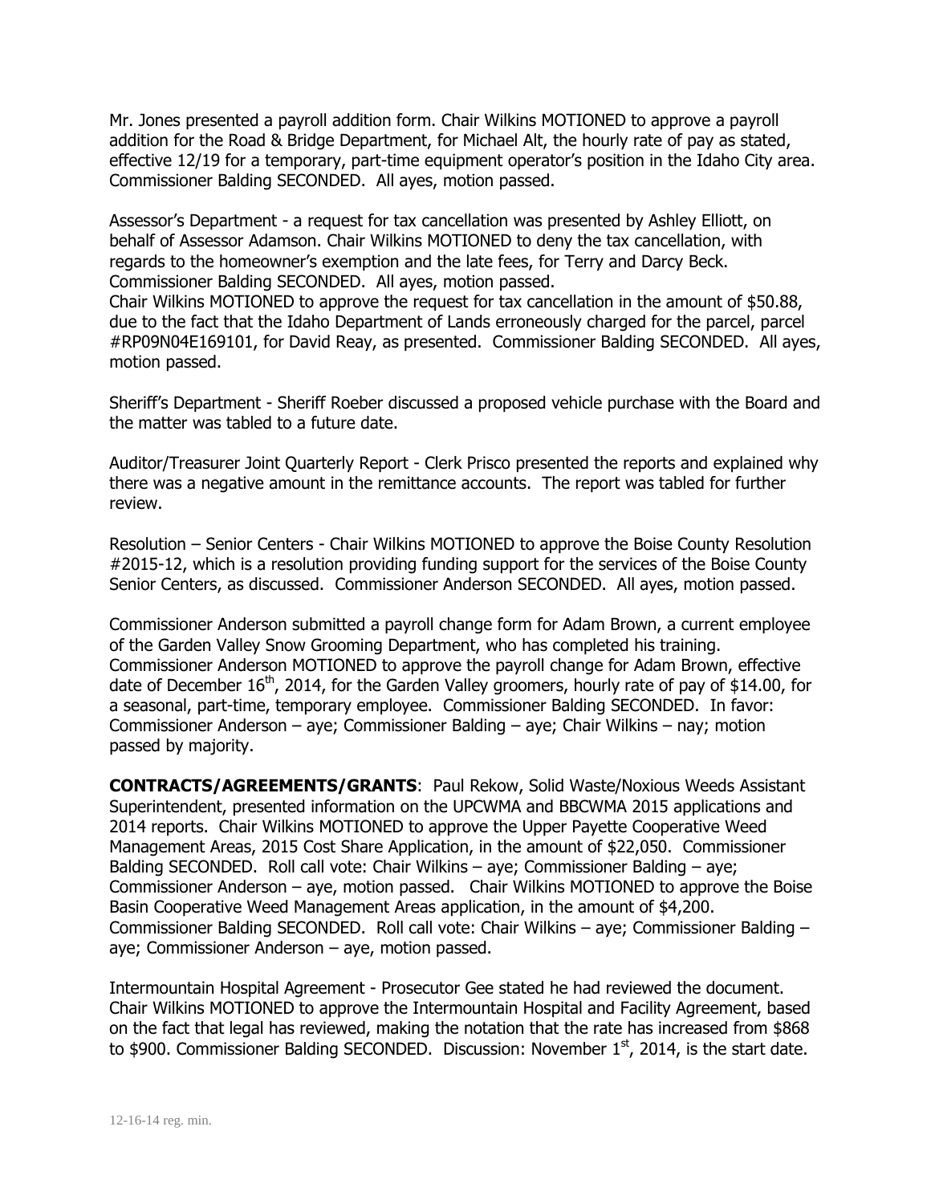Mr. Jones presented a payroll addition form. Chair Wilkins MOTIONED to approve a payroll addition for the Road & Bridge Department, for Michael Alt, the hourly rate of pay as stated, effective 12/19 for a temporary, part-time equipment operator's position in the Idaho City area. Commissioner Balding SECONDED. All ayes, motion passed.

Assessor's Department - a request for tax cancellation was presented by Ashley Elliott, on behalf of Assessor Adamson. Chair Wilkins MOTIONED to deny the tax cancellation, with regards to the homeowner's exemption and the late fees, for Terry and Darcy Beck. Commissioner Balding SECONDED. All ayes, motion passed.
Chair Wilkins MOTIONED to approve the request for tax cancellation in the amount of $50.88, due to the fact that the Idaho Department of Lands erroneously charged for the parcel, parcel #RP09N04E169101, for David Reay, as presented. Commissioner Balding SECONDED. All ayes, motion passed.

Sheriff's Department - Sheriff Roeber discussed a proposed vehicle purchase with the Board and the matter was tabled to a future date.

Auditor/Treasurer Joint Quarterly Report - Clerk Prisco presented the reports and explained why there was a negative amount in the remittance accounts. The report was tabled for further review.

Resolution – Senior Centers - Chair Wilkins MOTIONED to approve the Boise County Resolution #2015-12, which is a resolution providing funding support for the services of the Boise County Senior Centers, as discussed. Commissioner Anderson SECONDED. All ayes, motion passed.

Commissioner Anderson submitted a payroll change form for Adam Brown, a current employee of the Garden Valley Snow Grooming Department, who has completed his training. Commissioner Anderson MOTIONED to approve the payroll change for Adam Brown, effective date of December 16th, 2014, for the Garden Valley groomers, hourly rate of pay of $14.00, for a seasonal, part-time, temporary employee. Commissioner Balding SECONDED. In favor: Commissioner Anderson – aye; Commissioner Balding – aye; Chair Wilkins – nay; motion passed by majority.

**CONTRACTS/AGREEMENTS/GRANTS**: Paul Rekow, Solid Waste/Noxious Weeds Assistant Superintendent, presented information on the UPCWMA and BBCWMA 2015 applications and 2014 reports. Chair Wilkins MOTIONED to approve the Upper Payette Cooperative Weed Management Areas, 2015 Cost Share Application, in the amount of $22,050. Commissioner Balding SECONDED. Roll call vote: Chair Wilkins – aye; Commissioner Balding – aye; Commissioner Anderson – aye, motion passed. Chair Wilkins MOTIONED to approve the Boise Basin Cooperative Weed Management Areas application, in the amount of $4,200. Commissioner Balding SECONDED. Roll call vote: Chair Wilkins – aye; Commissioner Balding – aye; Commissioner Anderson – aye, motion passed.

Intermountain Hospital Agreement - Prosecutor Gee stated he had reviewed the document. Chair Wilkins MOTIONED to approve the Intermountain Hospital and Facility Agreement, based on the fact that legal has reviewed, making the notation that the rate has increased from $868 to $900. Commissioner Balding SECONDED. Discussion: November 1st, 2014, is the start date.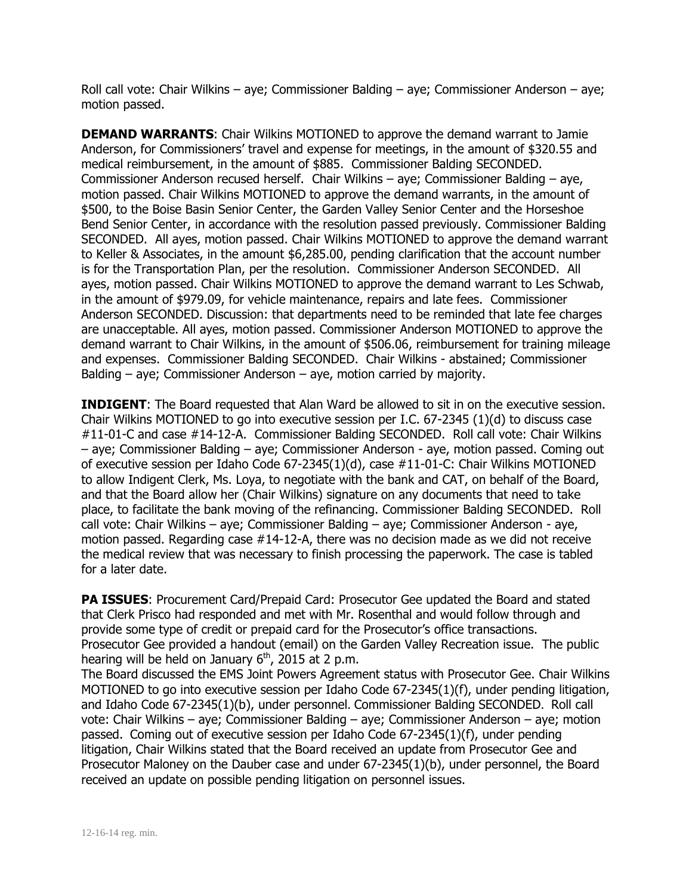Roll call vote: Chair Wilkins – aye; Commissioner Balding – aye; Commissioner Anderson – aye; motion passed.

**DEMAND WARRANTS**: Chair Wilkins MOTIONED to approve the demand warrant to Jamie Anderson, for Commissioners' travel and expense for meetings, in the amount of $320.55 and medical reimbursement, in the amount of $885. Commissioner Balding SECONDED. Commissioner Anderson recused herself. Chair Wilkins – aye; Commissioner Balding – aye, motion passed. Chair Wilkins MOTIONED to approve the demand warrants, in the amount of $500, to the Boise Basin Senior Center, the Garden Valley Senior Center and the Horseshoe Bend Senior Center, in accordance with the resolution passed previously. Commissioner Balding SECONDED. All ayes, motion passed. Chair Wilkins MOTIONED to approve the demand warrant to Keller & Associates, in the amount $6,285.00, pending clarification that the account number is for the Transportation Plan, per the resolution. Commissioner Anderson SECONDED. All ayes, motion passed. Chair Wilkins MOTIONED to approve the demand warrant to Les Schwab, in the amount of $979.09, for vehicle maintenance, repairs and late fees. Commissioner Anderson SECONDED. Discussion: that departments need to be reminded that late fee charges are unacceptable. All ayes, motion passed. Commissioner Anderson MOTIONED to approve the demand warrant to Chair Wilkins, in the amount of $506.06, reimbursement for training mileage and expenses. Commissioner Balding SECONDED. Chair Wilkins - abstained; Commissioner Balding – aye; Commissioner Anderson – aye, motion carried by majority.

**INDIGENT**: The Board requested that Alan Ward be allowed to sit in on the executive session. Chair Wilkins MOTIONED to go into executive session per I.C. 67-2345 (1)(d) to discuss case #11-01-C and case #14-12-A. Commissioner Balding SECONDED. Roll call vote: Chair Wilkins – aye; Commissioner Balding – aye; Commissioner Anderson - aye, motion passed. Coming out of executive session per Idaho Code 67-2345(1)(d), case #11-01-C: Chair Wilkins MOTIONED to allow Indigent Clerk, Ms. Loya, to negotiate with the bank and CAT, on behalf of the Board, and that the Board allow her (Chair Wilkins) signature on any documents that need to take place, to facilitate the bank moving of the refinancing. Commissioner Balding SECONDED. Roll call vote: Chair Wilkins – aye; Commissioner Balding – aye; Commissioner Anderson - aye, motion passed. Regarding case #14-12-A, there was no decision made as we did not receive the medical review that was necessary to finish processing the paperwork. The case is tabled for a later date.

**PA ISSUES**: Procurement Card/Prepaid Card: Prosecutor Gee updated the Board and stated that Clerk Prisco had responded and met with Mr. Rosenthal and would follow through and provide some type of credit or prepaid card for the Prosecutor's office transactions. Prosecutor Gee provided a handout (email) on the Garden Valley Recreation issue. The public hearing will be held on January 6th, 2015 at 2 p.m.

The Board discussed the EMS Joint Powers Agreement status with Prosecutor Gee. Chair Wilkins MOTIONED to go into executive session per Idaho Code 67-2345(1)(f), under pending litigation, and Idaho Code 67-2345(1)(b), under personnel. Commissioner Balding SECONDED. Roll call vote: Chair Wilkins – aye; Commissioner Balding – aye; Commissioner Anderson – aye; motion passed. Coming out of executive session per Idaho Code 67-2345(1)(f), under pending litigation, Chair Wilkins stated that the Board received an update from Prosecutor Gee and Prosecutor Maloney on the Dauber case and under 67-2345(1)(b), under personnel, the Board received an update on possible pending litigation on personnel issues.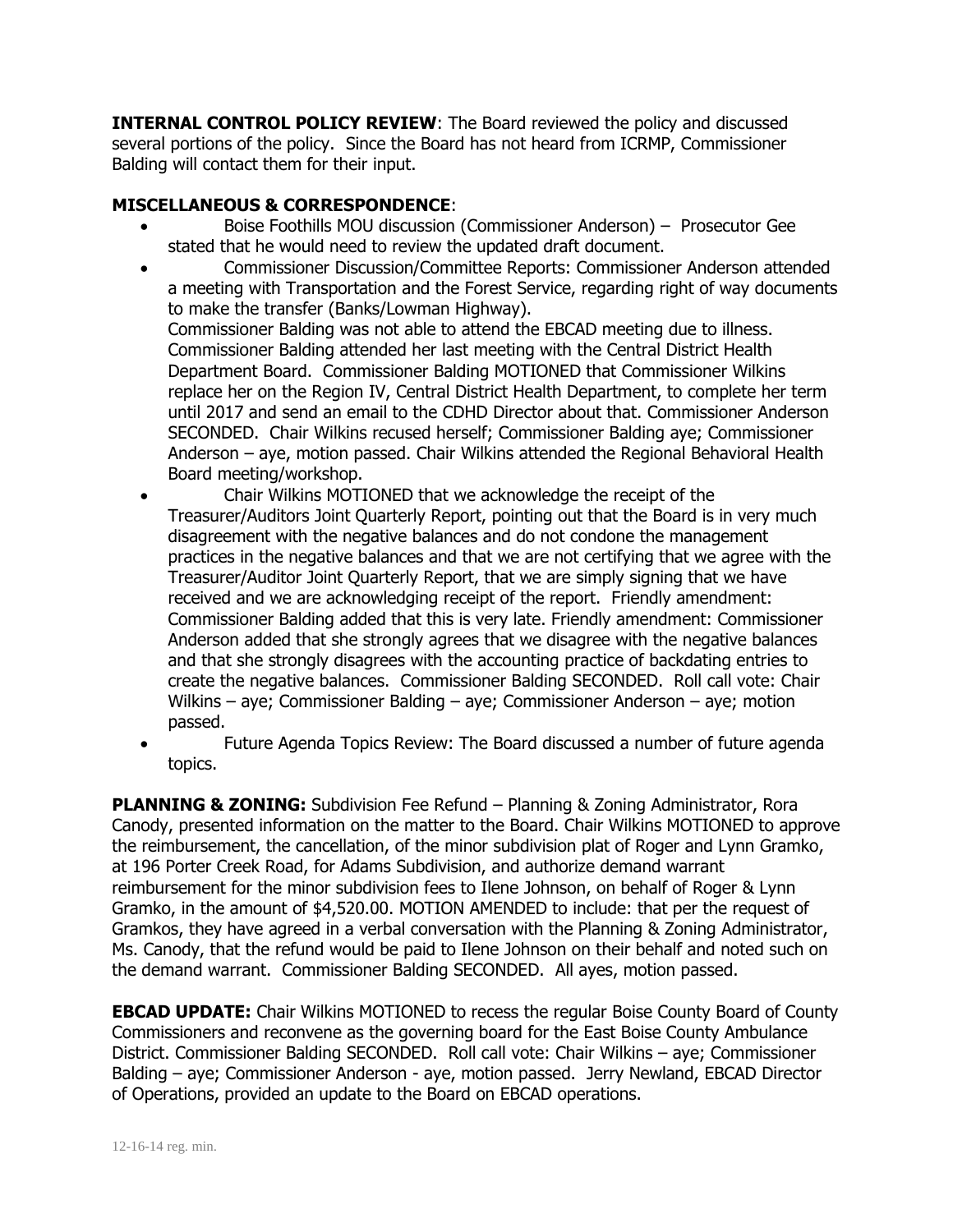**INTERNAL CONTROL POLICY REVIEW**: The Board reviewed the policy and discussed several portions of the policy. Since the Board has not heard from ICRMP, Commissioner Balding will contact them for their input.

**MISCELLANEOUS & CORRESPONDENCE**:

- Boise Foothills MOU discussion (Commissioner Anderson) – Prosecutor Gee stated that he would need to review the updated draft document.
- Commissioner Discussion/Committee Reports: Commissioner Anderson attended a meeting with Transportation and the Forest Service, regarding right of way documents to make the transfer (Banks/Lowman Highway).
  Commissioner Balding was not able to attend the EBCAD meeting due to illness. Commissioner Balding attended her last meeting with the Central District Health Department Board. Commissioner Balding MOTIONED that Commissioner Wilkins replace her on the Region IV, Central District Health Department, to complete her term until 2017 and send an email to the CDHD Director about that. Commissioner Anderson SECONDED. Chair Wilkins recused herself; Commissioner Balding aye; Commissioner Anderson – aye, motion passed. Chair Wilkins attended the Regional Behavioral Health Board meeting/workshop.
- Chair Wilkins MOTIONED that we acknowledge the receipt of the Treasurer/Auditors Joint Quarterly Report, pointing out that the Board is in very much disagreement with the negative balances and do not condone the management practices in the negative balances and that we are not certifying that we agree with the Treasurer/Auditor Joint Quarterly Report, that we are simply signing that we have received and we are acknowledging receipt of the report. Friendly amendment: Commissioner Balding added that this is very late. Friendly amendment: Commissioner Anderson added that she strongly agrees that we disagree with the negative balances and that she strongly disagrees with the accounting practice of backdating entries to create the negative balances. Commissioner Balding SECONDED. Roll call vote: Chair Wilkins – aye; Commissioner Balding – aye; Commissioner Anderson – aye; motion passed.
- Future Agenda Topics Review: The Board discussed a number of future agenda topics.

**PLANNING & ZONING:** Subdivision Fee Refund – Planning & Zoning Administrator, Rora Canody, presented information on the matter to the Board. Chair Wilkins MOTIONED to approve the reimbursement, the cancellation, of the minor subdivision plat of Roger and Lynn Gramko, at 196 Porter Creek Road, for Adams Subdivision, and authorize demand warrant reimbursement for the minor subdivision fees to Ilene Johnson, on behalf of Roger & Lynn Gramko, in the amount of $4,520.00. MOTION AMENDED to include: that per the request of Gramkos, they have agreed in a verbal conversation with the Planning & Zoning Administrator, Ms. Canody, that the refund would be paid to Ilene Johnson on their behalf and noted such on the demand warrant. Commissioner Balding SECONDED. All ayes, motion passed.

**EBCAD UPDATE:** Chair Wilkins MOTIONED to recess the regular Boise County Board of County Commissioners and reconvene as the governing board for the East Boise County Ambulance District. Commissioner Balding SECONDED. Roll call vote: Chair Wilkins – aye; Commissioner Balding – aye; Commissioner Anderson - aye, motion passed. Jerry Newland, EBCAD Director of Operations, provided an update to the Board on EBCAD operations.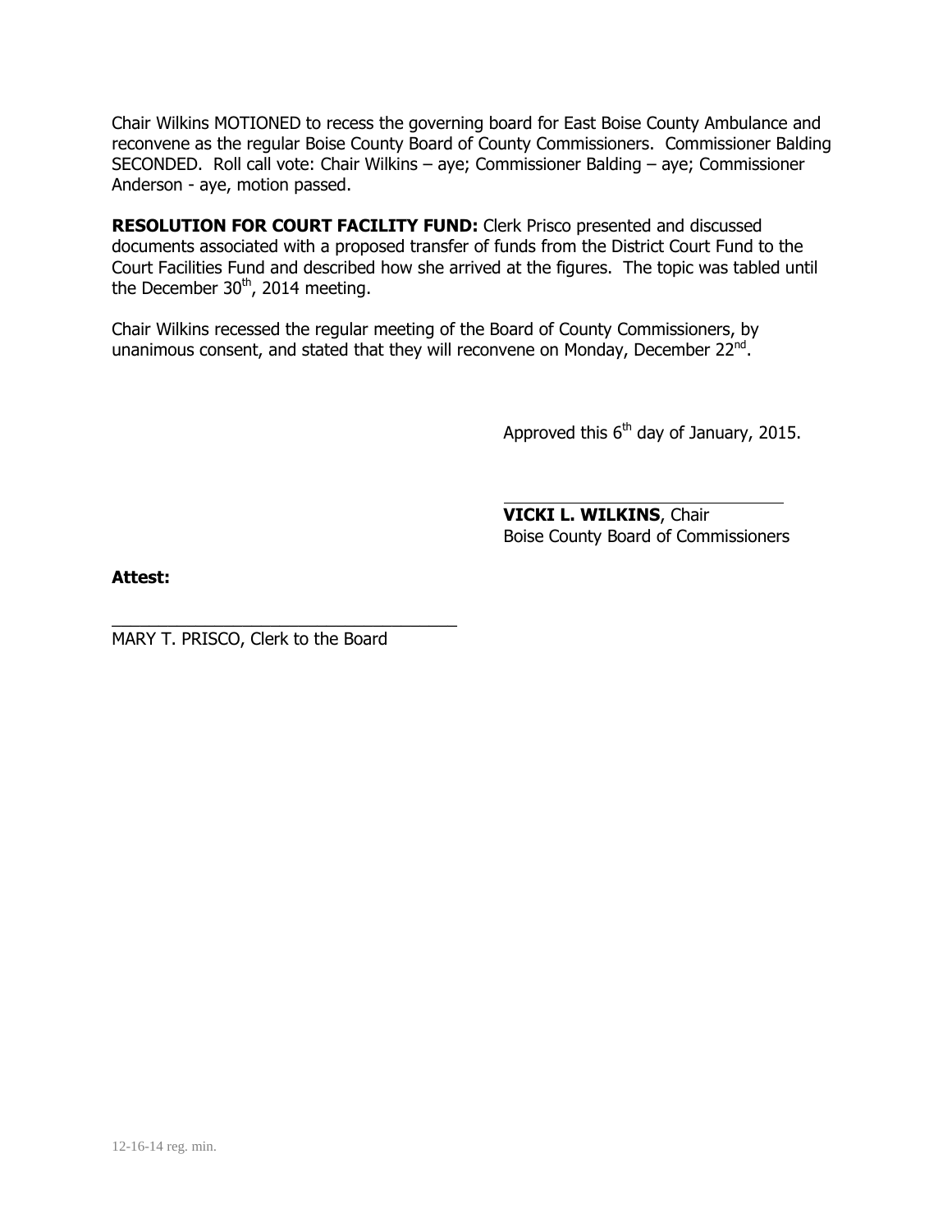Chair Wilkins MOTIONED to recess the governing board for East Boise County Ambulance and reconvene as the regular Boise County Board of County Commissioners. Commissioner Balding SECONDED. Roll call vote: Chair Wilkins – aye; Commissioner Balding – aye; Commissioner Anderson - aye, motion passed.

**RESOLUTION FOR COURT FACILITY FUND:** Clerk Prisco presented and discussed documents associated with a proposed transfer of funds from the District Court Fund to the Court Facilities Fund and described how she arrived at the figures. The topic was tabled until the December 30th, 2014 meeting.

Chair Wilkins recessed the regular meeting of the Board of County Commissioners, by unanimous consent, and stated that they will reconvene on Monday, December 22nd.

Approved this 6th day of January, 2015.

**VICKI L. WILKINS**, Chair
Boise County Board of Commissioners

**Attest:**

MARY T. PRISCO, Clerk to the Board

12-16-14 reg. min.